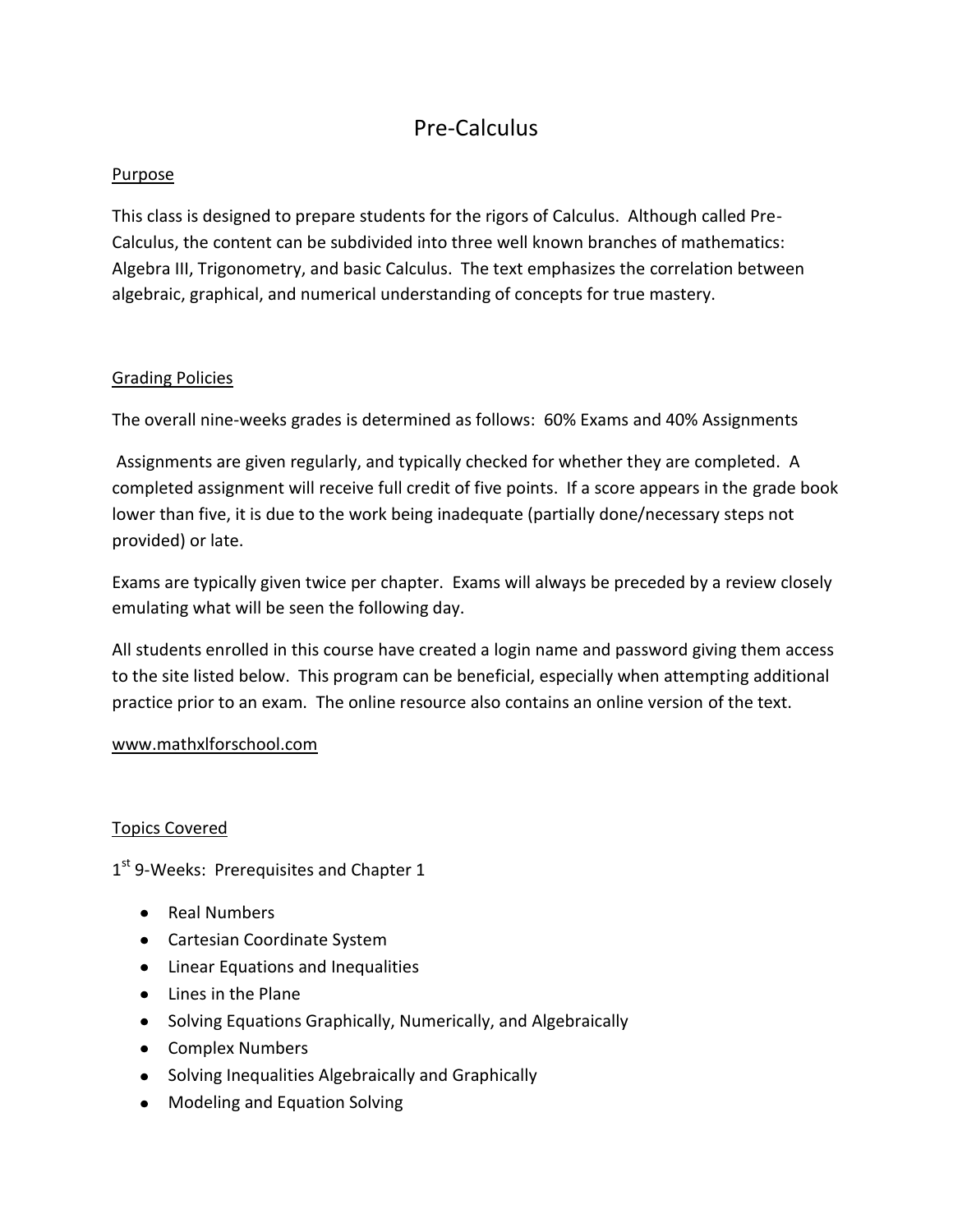# Pre-Calculus

## Purpose

This class is designed to prepare students for the rigors of Calculus. Although called Pre-Calculus, the content can be subdivided into three well known branches of mathematics: Algebra III, Trigonometry, and basic Calculus. The text emphasizes the correlation between algebraic, graphical, and numerical understanding of concepts for true mastery.

## Grading Policies

The overall nine-weeks grades is determined as follows: 60% Exams and 40% Assignments

Assignments are given regularly, and typically checked for whether they are completed. A completed assignment will receive full credit of five points. If a score appears in the grade book lower than five, it is due to the work being inadequate (partially done/necessary steps not provided) or late.

Exams are typically given twice per chapter. Exams will always be preceded by a review closely emulating what will be seen the following day.

All students enrolled in this course have created a login name and password giving them access to the site listed below. This program can be beneficial, especially when attempting additional practice prior to an exam. The online resource also contains an online version of the text.

www.mathxlforschool.com

## Topics Covered

1st 9-Weeks: Prerequisites and Chapter 1

- Real Numbers
- Cartesian Coordinate System
- Linear Equations and Inequalities
- Lines in the Plane
- Solving Equations Graphically, Numerically, and Algebraically
- Complex Numbers
- Solving Inequalities Algebraically and Graphically
- Modeling and Equation Solving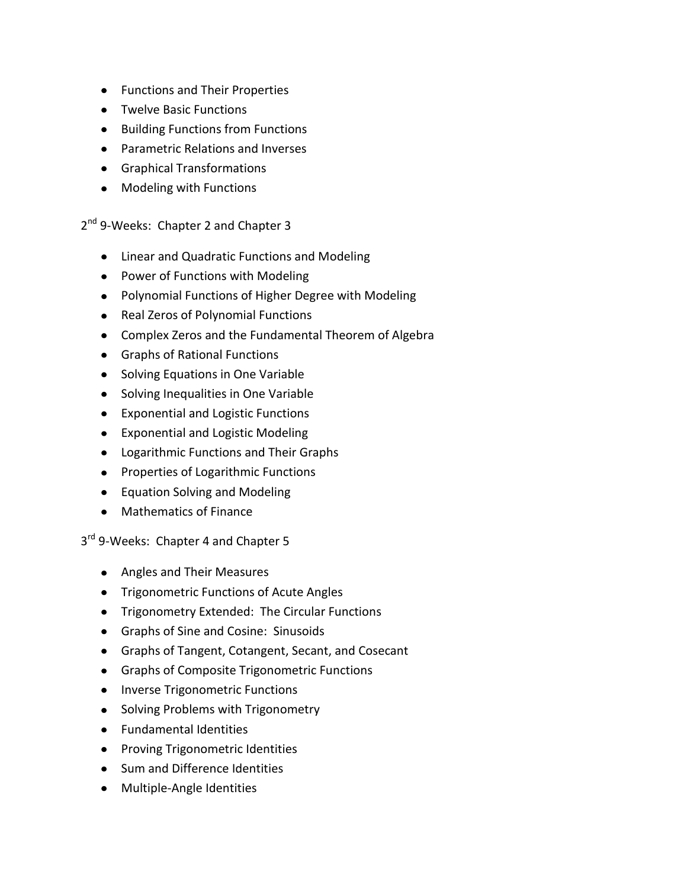- Functions and Their Properties
- Twelve Basic Functions
- Building Functions from Functions
- Parametric Relations and Inverses
- Graphical Transformations
- Modeling with Functions

2nd 9-Weeks: Chapter 2 and Chapter 3

- Linear and Quadratic Functions and Modeling
- Power of Functions with Modeling
- Polynomial Functions of Higher Degree with Modeling
- Real Zeros of Polynomial Functions
- Complex Zeros and the Fundamental Theorem of Algebra
- Graphs of Rational Functions
- Solving Equations in One Variable
- Solving Inequalities in One Variable
- Exponential and Logistic Functions
- Exponential and Logistic Modeling
- Logarithmic Functions and Their Graphs
- Properties of Logarithmic Functions
- Equation Solving and Modeling
- Mathematics of Finance

3rd 9-Weeks: Chapter 4 and Chapter 5

- Angles and Their Measures
- Trigonometric Functions of Acute Angles
- Trigonometry Extended: The Circular Functions
- Graphs of Sine and Cosine: Sinusoids
- Graphs of Tangent, Cotangent, Secant, and Cosecant
- Graphs of Composite Trigonometric Functions
- Inverse Trigonometric Functions
- Solving Problems with Trigonometry
- Fundamental Identities
- Proving Trigonometric Identities
- Sum and Difference Identities
- Multiple-Angle Identities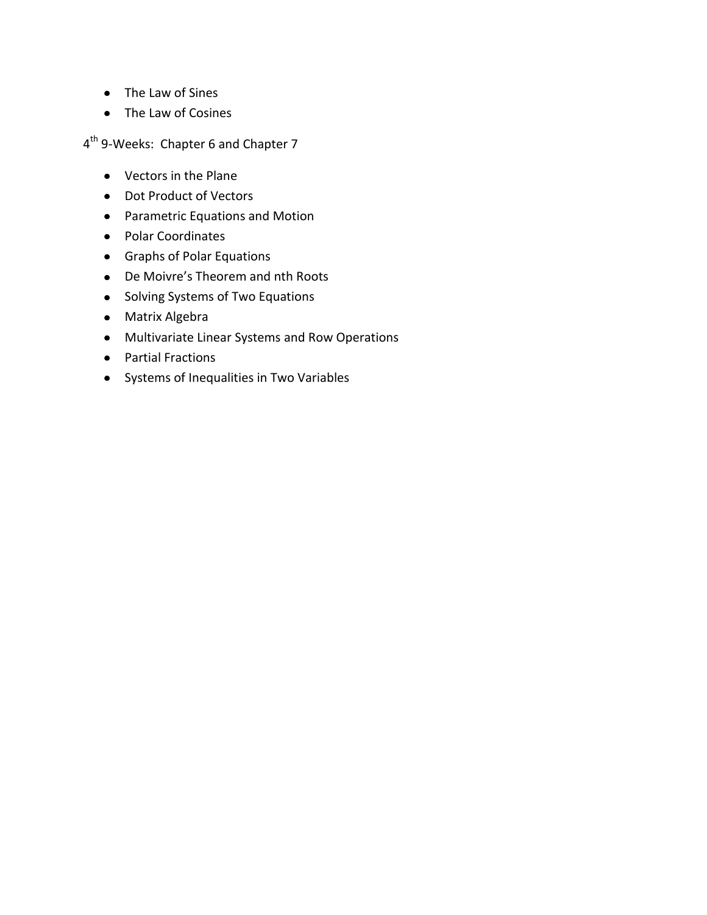- The Law of Sines
- The Law of Cosines

4th 9-Weeks: Chapter 6 and Chapter 7

- Vectors in the Plane
- Dot Product of Vectors
- Parametric Equations and Motion
- Polar Coordinates
- Graphs of Polar Equations
- De Moivre's Theorem and nth Roots
- Solving Systems of Two Equations
- Matrix Algebra
- Multivariate Linear Systems and Row Operations
- Partial Fractions
- Systems of Inequalities in Two Variables